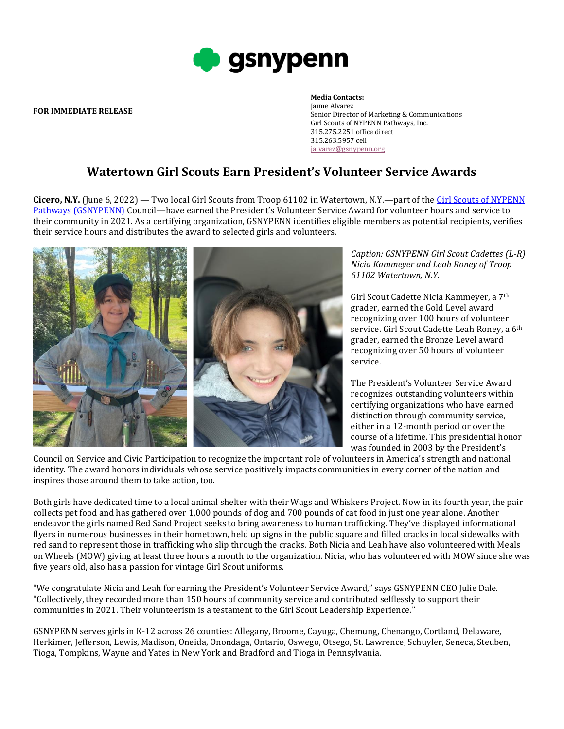gsnypenn

**FOR IMMEDIATE RELEASE**

**Media Contacts:**
Jaime Alvarez
Senior Director of Marketing & Communications
Girl Scouts of NYPENN Pathways, Inc.
315.275.2251 office direct
315.263.5957 cell
jalvarez@gsnypenn.org

# Watertown Girl Scouts Earn President's Volunteer Service Awards

**Cicero, N.Y.** (June 6, 2022) — Two local Girl Scouts from Troop 61102 in Watertown, N.Y.—part of the Girl Scouts of NYPENN Pathways (GSNYPENN) Council—have earned the President's Volunteer Service Award for volunteer hours and service to their community in 2021. As a certifying organization, GSNYPENN identifies eligible members as potential recipients, verifies their service hours and distributes the award to selected girls and volunteers.

*Caption: GSNYPENN Girl Scout Cadettes (L-R) Nicia Kammeyer and Leah Roney of Troop 61102 Watertown, N.Y.*

Girl Scout Cadette Nicia Kammeyer, a 7th grader, earned the Gold Level award recognizing over 100 hours of volunteer service. Girl Scout Cadette Leah Roney, a 6th grader, earned the Bronze Level award recognizing over 50 hours of volunteer service.

The President's Volunteer Service Award recognizes outstanding volunteers within certifying organizations who have earned distinction through community service, either in a 12-month period or over the course of a lifetime. This presidential honor was founded in 2003 by the President's Council on Service and Civic Participation to recognize the important role of volunteers in America's strength and national identity. The award honors individuals whose service positively impacts communities in every corner of the nation and inspires those around them to take action, too.

Both girls have dedicated time to a local animal shelter with their Wags and Whiskers Project. Now in its fourth year, the pair collects pet food and has gathered over 1,000 pounds of dog and 700 pounds of cat food in just one year alone. Another endeavor the girls named Red Sand Project seeks to bring awareness to human trafficking. They've displayed informational flyers in numerous businesses in their hometown, held up signs in the public square and filled cracks in local sidewalks with red sand to represent those in trafficking who slip through the cracks. Both Nicia and Leah have also volunteered with Meals on Wheels (MOW) giving at least three hours a month to the organization. Nicia, who has volunteered with MOW since she was five years old, also has a passion for vintage Girl Scout uniforms.

"We congratulate Nicia and Leah for earning the President's Volunteer Service Award," says GSNYPENN CEO Julie Dale. "Collectively, they recorded more than 150 hours of community service and contributed selflessly to support their communities in 2021. Their volunteerism is a testament to the Girl Scout Leadership Experience."

GSNYPENN serves girls in K-12 across 26 counties: Allegany, Broome, Cayuga, Chemung, Chenango, Cortland, Delaware, Herkimer, Jefferson, Lewis, Madison, Oneida, Onondaga, Ontario, Oswego, Otsego, St. Lawrence, Schuyler, Seneca, Steuben, Tioga, Tompkins, Wayne and Yates in New York and Bradford and Tioga in Pennsylvania.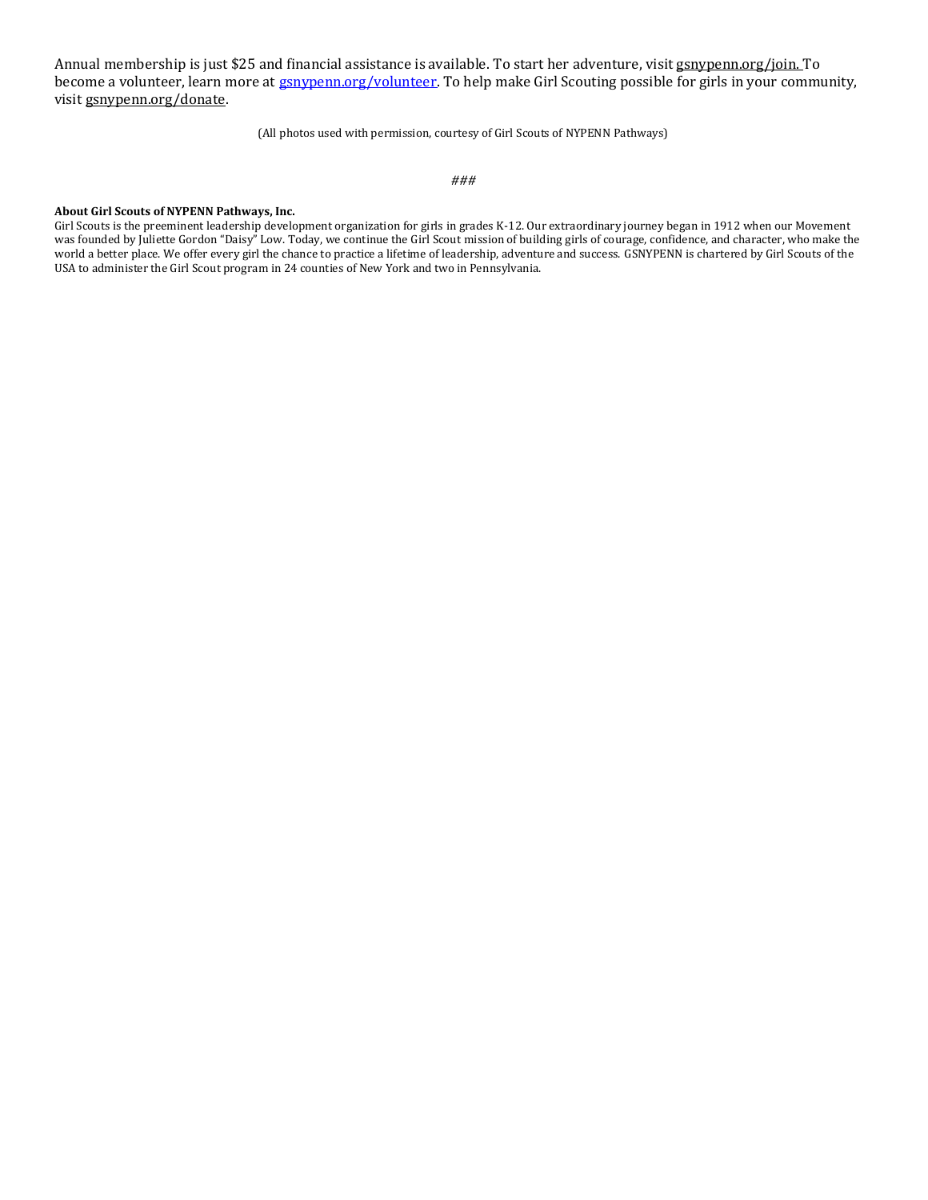Annual membership is just $25 and financial assistance is available. To start her adventure, visit gsnypenn.org/join. To become a volunteer, learn more at gsnypenn.org/volunteer. To help make Girl Scouting possible for girls in your community, visit gsnypenn.org/donate.

(All photos used with permission, courtesy of Girl Scouts of NYPENN Pathways)

###

**About Girl Scouts of NYPENN Pathways, Inc.**

Girl Scouts is the preeminent leadership development organization for girls in grades K-12. Our extraordinary journey began in 1912 when our Movement was founded by Juliette Gordon "Daisy" Low. Today, we continue the Girl Scout mission of building girls of courage, confidence, and character, who make the world a better place. We offer every girl the chance to practice a lifetime of leadership, adventure and success. GSNYPENN is chartered by Girl Scouts of the USA to administer the Girl Scout program in 24 counties of New York and two in Pennsylvania.